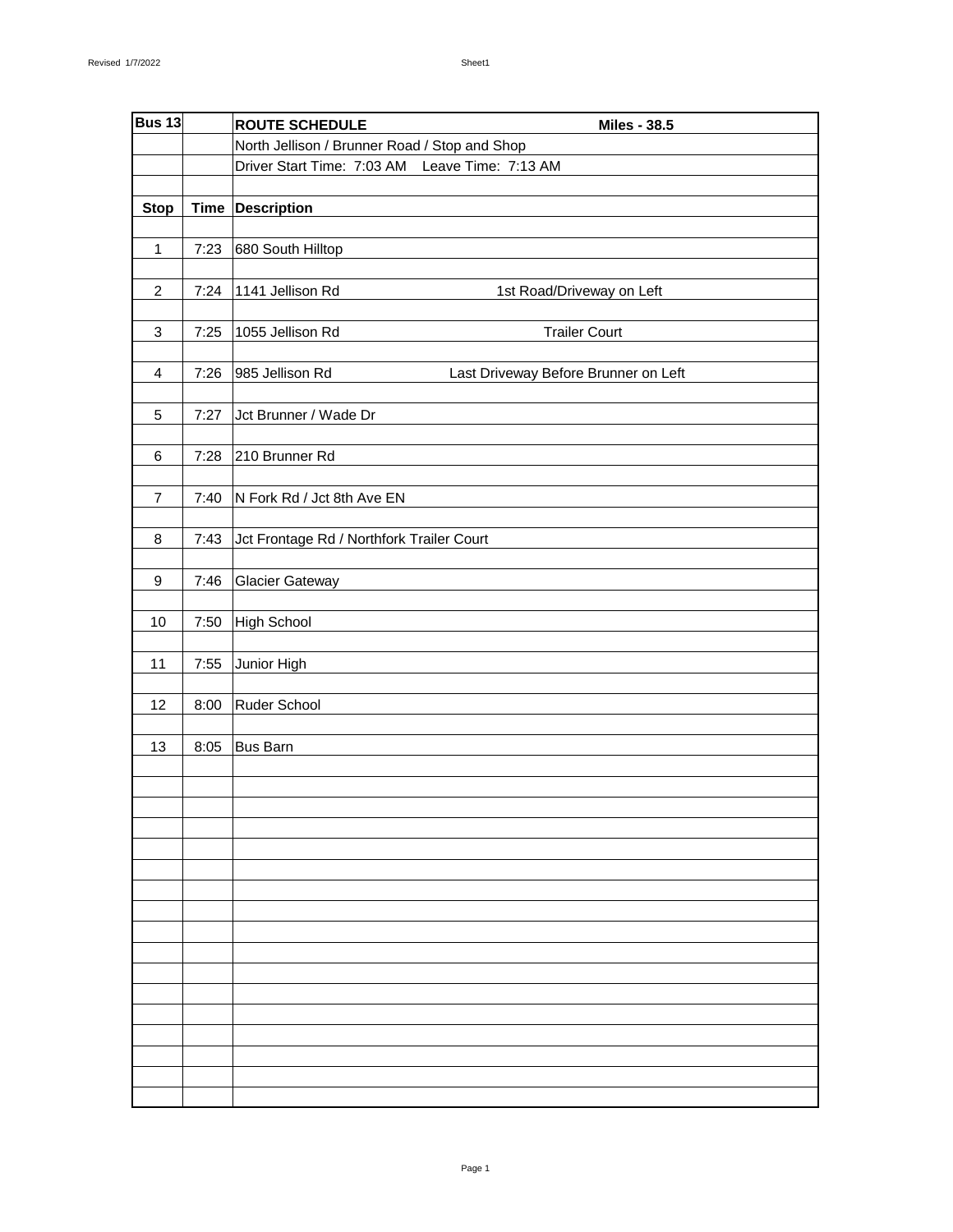| Bus 13 | | ROUTE SCHEDULE | Miles - 38.5 |
|---|---|---|---|
| | | North Jellison / Brunner Road / Stop and Shop | |
| | | Driver Start Time: 7:03 AM Leave Time: 7:13 AM | |
| **Stop** | **Time** | **Description** | |
| 1 | 7:23 | 680 South Hilltop | |
| 2 | 7:24 | 1141 Jellison Rd | 1st Road/Driveway on Left |
| 3 | 7:25 | 1055 Jellison Rd | Trailer Court |
| 4 | 7:26 | 985 Jellison Rd | Last Driveway Before Brunner on Left |
| 5 | 7:27 | Jct Brunner / Wade Dr | |
| 6 | 7:28 | 210 Brunner Rd | |
| 7 | 7:40 | N Fork Rd / Jct 8th Ave EN | |
| 8 | 7:43 | Jct Frontage Rd / Northfork Trailer Court | |
| 9 | 7:46 | Glacier Gateway | |
| 10 | 7:50 | High School | |
| 11 | 7:55 | Junior High | |
| 12 | 8:00 | Ruder School | |
| 13 | 8:05 | Bus Barn | |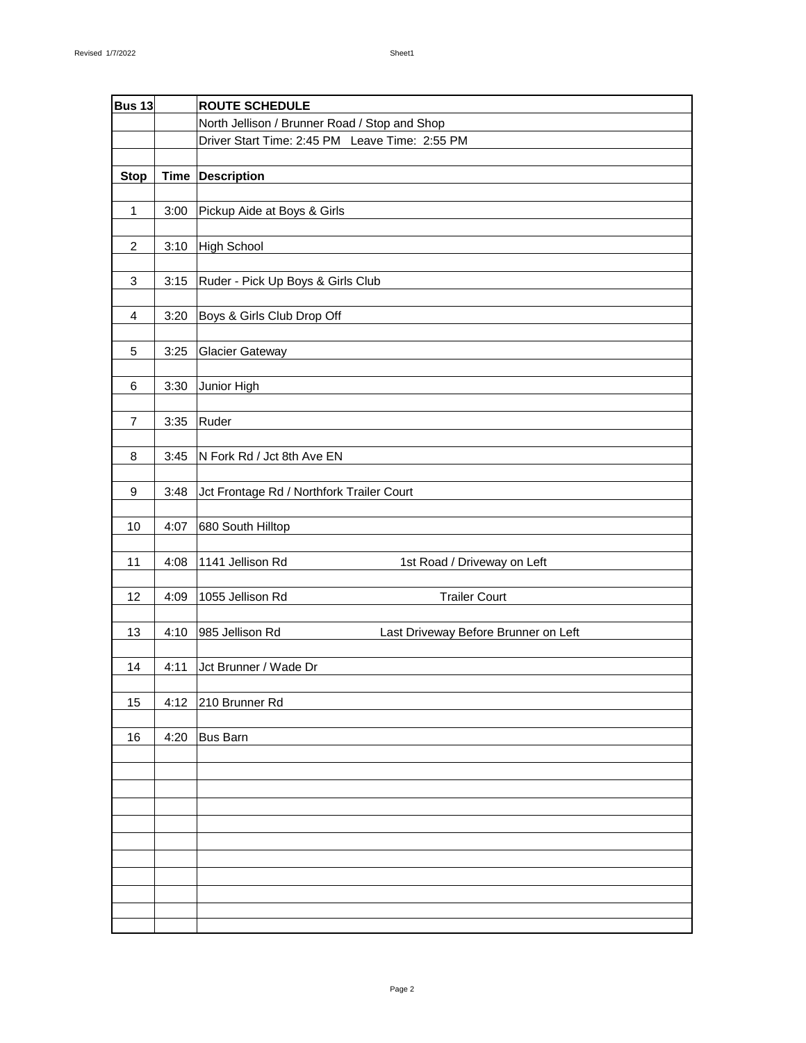| Bus 13 | | ROUTE SCHEDULE |
|---|---|---|
| | | North Jellison / Brunner Road / Stop and Shop |
| | | Driver Start Time: 2:45 PM Leave Time: 2:55 PM |
| **Stop** | **Time** | **Description** |
| 1 | 3:00 | Pickup Aide at Boys & Girls |
| 2 | 3:10 | High School |
| 3 | 3:15 | Ruder - Pick Up Boys & Girls Club |
| 4 | 3:20 | Boys & Girls Club Drop Off |
| 5 | 3:25 | Glacier Gateway |
| 6 | 3:30 | Junior High |
| 7 | 3:35 | Ruder |
| 8 | 3:45 | N Fork Rd / Jct 8th Ave EN |
| 9 | 3:48 | Jct Frontage Rd / Northfork Trailer Court |
| 10 | 4:07 | 680 South Hilltop |
| 11 | 4:08 | 1141 Jellison Rd 1st Road / Driveway on Left |
| 12 | 4:09 | 1055 Jellison Rd Trailer Court |
| 13 | 4:10 | 985 Jellison Rd Last Driveway Before Brunner on Left |
| 14 | 4:11 | Jct Brunner / Wade Dr |
| 15 | 4:12 | 210 Brunner Rd |
| 16 | 4:20 | Bus Barn |